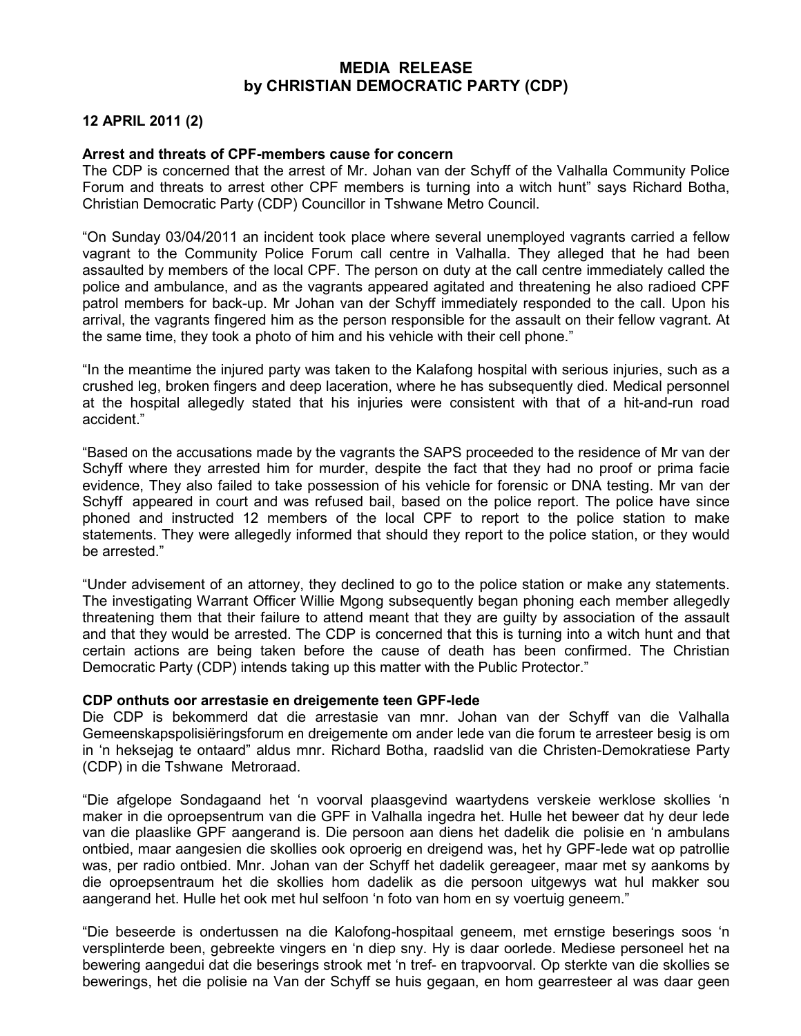# MEDIA RELEASE
## by CHRISTIAN DEMOCRATIC PARTY (CDP)

**12 APRIL 2011 (2)**

**Arrest and threats of CPF-members cause for concern**

The CDP is concerned that the arrest of Mr. Johan van der Schyff of the Valhalla Community Police Forum and threats to arrest other CPF members is turning into a witch hunt" says Richard Botha, Christian Democratic Party (CDP) Councillor in Tshwane Metro Council.

"On Sunday 03/04/2011 an incident took place where several unemployed vagrants carried a fellow vagrant to the Community Police Forum call centre in Valhalla. They alleged that he had been assaulted by members of the local CPF. The person on duty at the call centre immediately called the police and ambulance, and as the vagrants appeared agitated and threatening he also radioed CPF patrol members for back-up. Mr Johan van der Schyff immediately responded to the call. Upon his arrival, the vagrants fingered him as the person responsible for the assault on their fellow vagrant. At the same time, they took a photo of him and his vehicle with their cell phone."

"In the meantime the injured party was taken to the Kalafong hospital with serious injuries, such as a crushed leg, broken fingers and deep laceration, where he has subsequently died. Medical personnel at the hospital allegedly stated that his injuries were consistent with that of a hit-and-run road accident."

"Based on the accusations made by the vagrants the SAPS proceeded to the residence of Mr van der Schyff where they arrested him for murder, despite the fact that they had no proof or prima facie evidence, They also failed to take possession of his vehicle for forensic or DNA testing. Mr van der Schyff appeared in court and was refused bail, based on the police report. The police have since phoned and instructed 12 members of the local CPF to report to the police station to make statements. They were allegedly informed that should they report to the police station, or they would be arrested."

"Under advisement of an attorney, they declined to go to the police station or make any statements. The investigating Warrant Officer Willie Mgong subsequently began phoning each member allegedly threatening them that their failure to attend meant that they are guilty by association of the assault and that they would be arrested. The CDP is concerned that this is turning into a witch hunt and that certain actions are being taken before the cause of death has been confirmed. The Christian Democratic Party (CDP) intends taking up this matter with the Public Protector."

**CDP onthuts oor arrestasie en dreigemente teen GPF-lede**

Die CDP is bekommerd dat die arrestasie van mnr. Johan van der Schyff van die Valhalla Gemeenskapspolisiëringsforum en dreigemente om ander lede van die forum te arresteer besig is om in 'n heksejag te ontaard" aldus mnr. Richard Botha, raadslid van die Christen-Demokratiese Party (CDP) in die Tshwane Metroraad.

"Die afgelope Sondagaand het 'n voorval plaasgevind waartydens verskeie werklose skollies 'n maker in die oproepsentrum van die GPF in Valhalla ingedra het. Hulle het beweer dat hy deur lede van die plaaslike GPF aangerand is. Die persoon aan diens het dadelik die polisie en 'n ambulans ontbied, maar aangesien die skollies ook oproerig en dreigend was, het hy GPF-lede wat op patrollie was, per radio ontbied. Mnr. Johan van der Schyff het dadelik gereageer, maar met sy aankoms by die oproepsentraum het die skollies hom dadelik as die persoon uitgewys wat hul makker sou aangerand het. Hulle het ook met hul selfoon 'n foto van hom en sy voertuig geneem."

"Die beseerde is ondertussen na die Kalofong-hospitaal geneem, met ernstige beserings soos 'n versplinterde been, gebreekte vingers en 'n diep sny. Hy is daar oorlede. Mediese personeel het na bewering aangedui dat die beserings strook met 'n tref- en trapvoorval. Op sterkte van die skollies se bewerings, het die polisie na Van der Schyff se huis gegaan, en hom gearresteer al was daar geen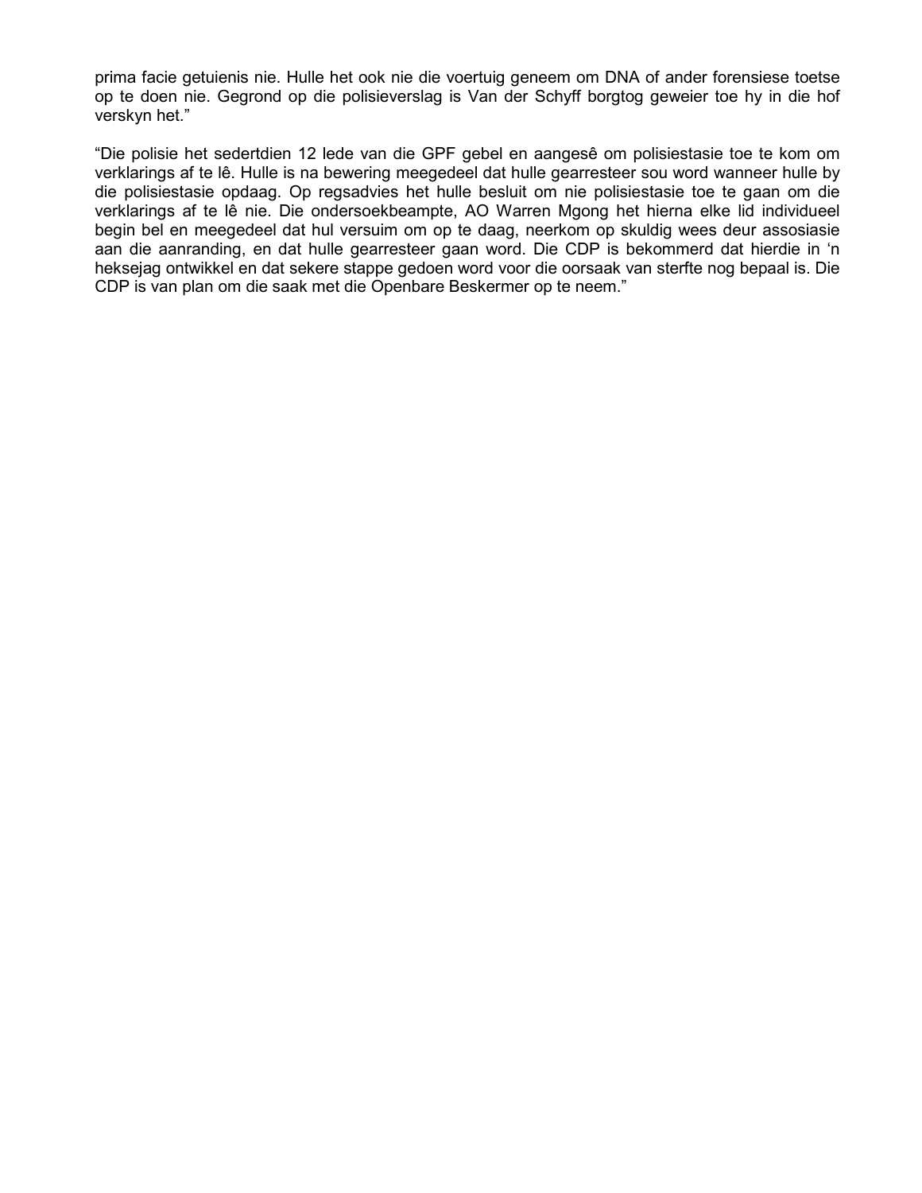prima facie getuienis nie. Hulle het ook nie die voertuig geneem om DNA of ander forensiese toetse op te doen nie. Gegrond op die polisieverslag is Van der Schyff borgtog geweier toe hy in die hof verskyn het."

"Die polisie het sedertdien 12 lede van die GPF gebel en aangesê om polisiestasie toe te kom om verklarings af te lê. Hulle is na bewering meegedeel dat hulle gearresteer sou word wanneer hulle by die polisiestasie opdaag. Op regsadvies het hulle besluit om nie polisiestasie toe te gaan om die verklarings af te lê nie. Die ondersoekbeampte, AO Warren Mgong het hierna elke lid individueel begin bel en meegedeel dat hul versuim om op te daag, neerkom op skuldig wees deur assosiasie aan die aanranding, en dat hulle gearresteer gaan word. Die CDP is bekommerd dat hierdie in 'n heksejag ontwikkel en dat sekere stappe gedoen word voor die oorsaak van sterfte nog bepaal is. Die CDP is van plan om die saak met die Openbare Beskermer op te neem."